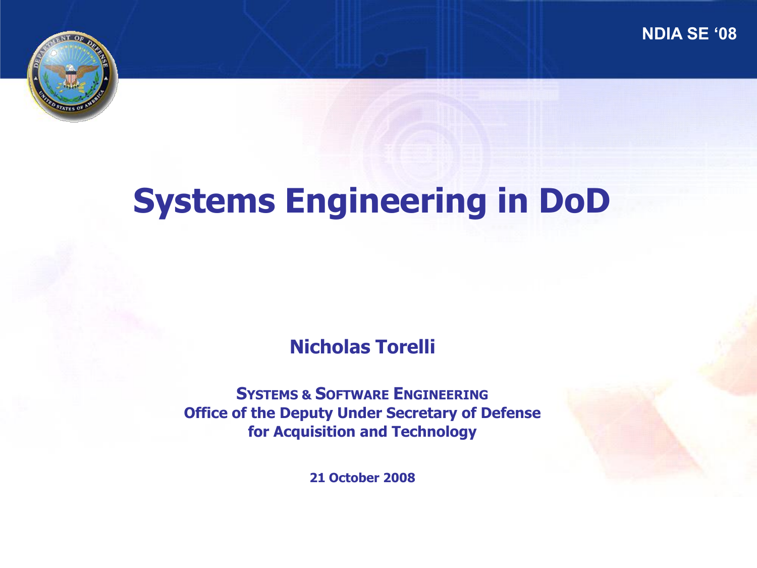NDIA SE '08

# Systems Engineering in DoD

**Nicholas Torelli**

**SYSTEMS & SOFTWARE ENGINEERING**
**Office of the Deputy Under Secretary of Defense**
**for Acquisition and Technology**

**21 October 2008**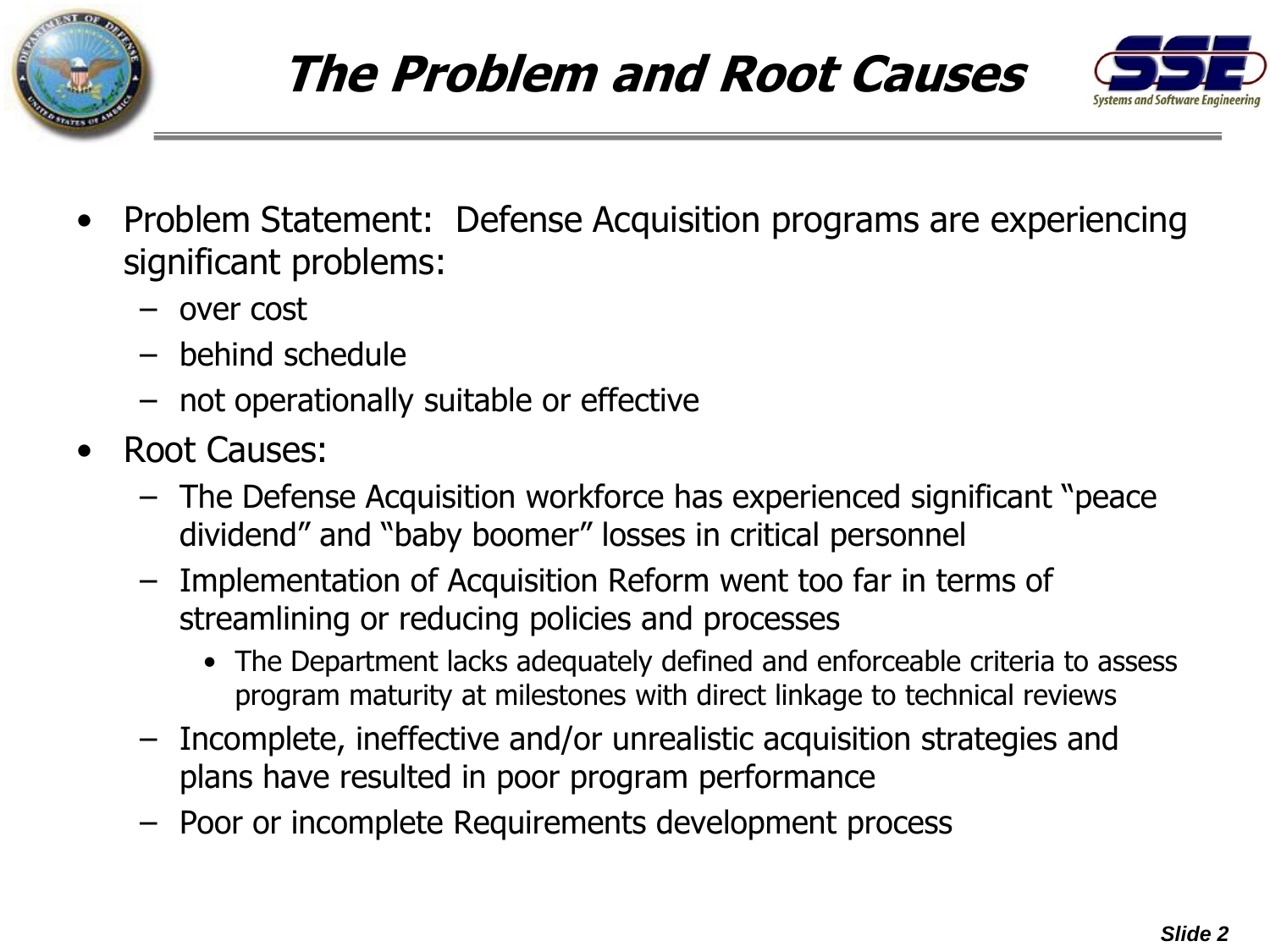# The Problem and Root Causes

- Problem Statement: Defense Acquisition programs are experiencing significant problems:
  - over cost
  - behind schedule
  - not operationally suitable or effective
- Root Causes:
  - The Defense Acquisition workforce has experienced significant "peace dividend" and "baby boomer" losses in critical personnel
  - Implementation of Acquisition Reform went too far in terms of streamlining or reducing policies and processes
    - The Department lacks adequately defined and enforceable criteria to assess program maturity at milestones with direct linkage to technical reviews
  - Incomplete, ineffective and/or unrealistic acquisition strategies and plans have resulted in poor program performance
  - Poor or incomplete Requirements development process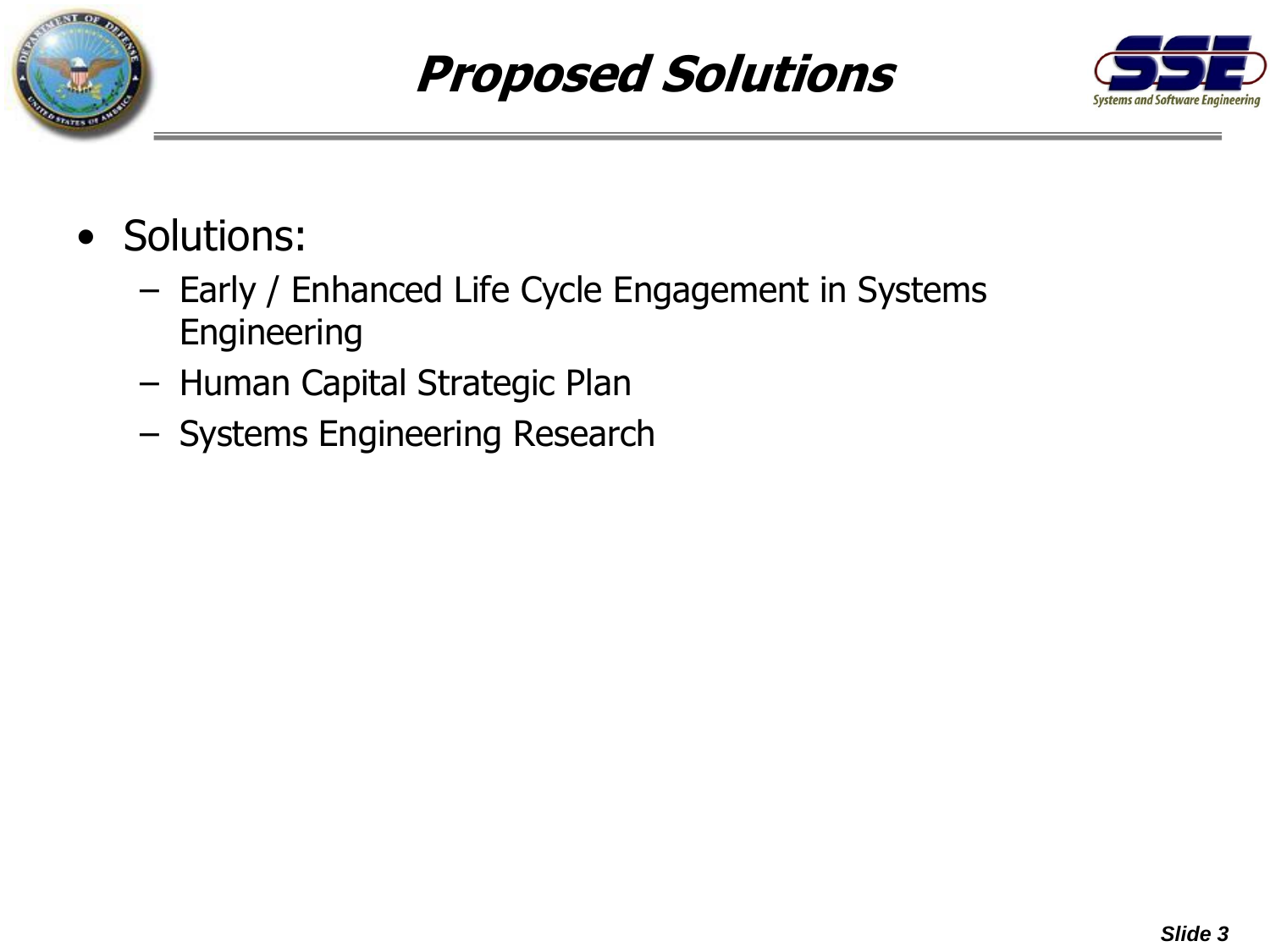# Proposed Solutions

- Solutions:
  - Early / Enhanced Life Cycle Engagement in Systems Engineering
  - Human Capital Strategic Plan
  - Systems Engineering Research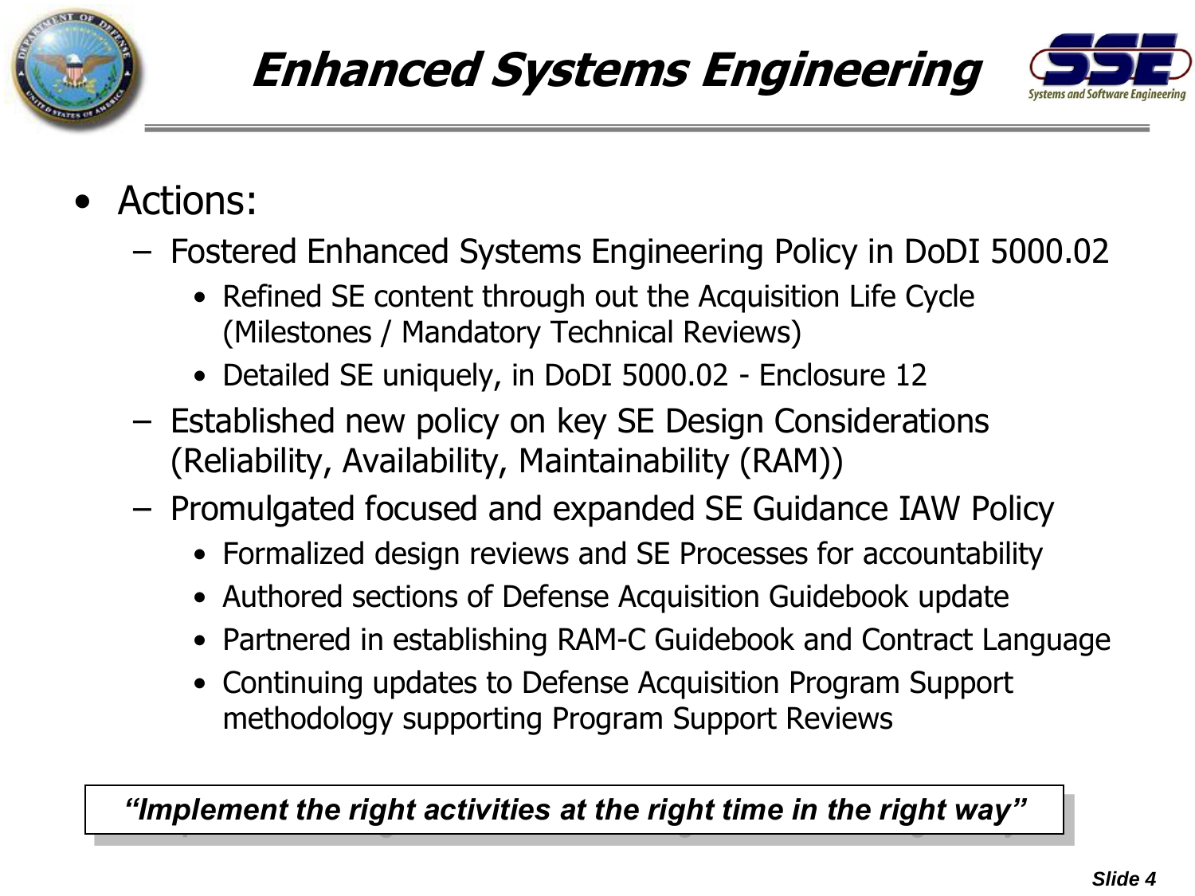# Enhanced Systems Engineering

- Actions:
  - Fostered Enhanced Systems Engineering Policy in DoDI 5000.02
    - Refined SE content through out the Acquisition Life Cycle (Milestones / Mandatory Technical Reviews)
    - Detailed SE uniquely, in DoDI 5000.02 - Enclosure 12
  - Established new policy on key SE Design Considerations (Reliability, Availability, Maintainability (RAM))
  - Promulgated focused and expanded SE Guidance IAW Policy
    - Formalized design reviews and SE Processes for accountability
    - Authored sections of Defense Acquisition Guidebook update
    - Partnered in establishing RAM-C Guidebook and Contract Language
    - Continuing updates to Defense Acquisition Program Support methodology supporting Program Support Reviews

***"Implement the right activities at the right time in the right way"***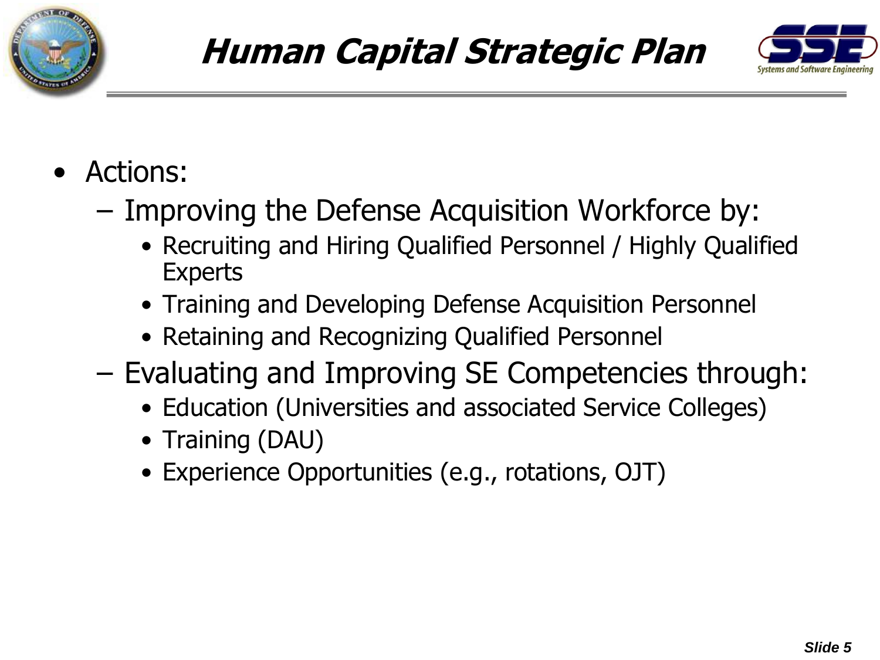# Human Capital Strategic Plan

- Actions:
  - Improving the Defense Acquisition Workforce by:
    - Recruiting and Hiring Qualified Personnel / Highly Qualified Experts
    - Training and Developing Defense Acquisition Personnel
    - Retaining and Recognizing Qualified Personnel
  - Evaluating and Improving SE Competencies through:
    - Education (Universities and associated Service Colleges)
    - Training (DAU)
    - Experience Opportunities (e.g., rotations, OJT)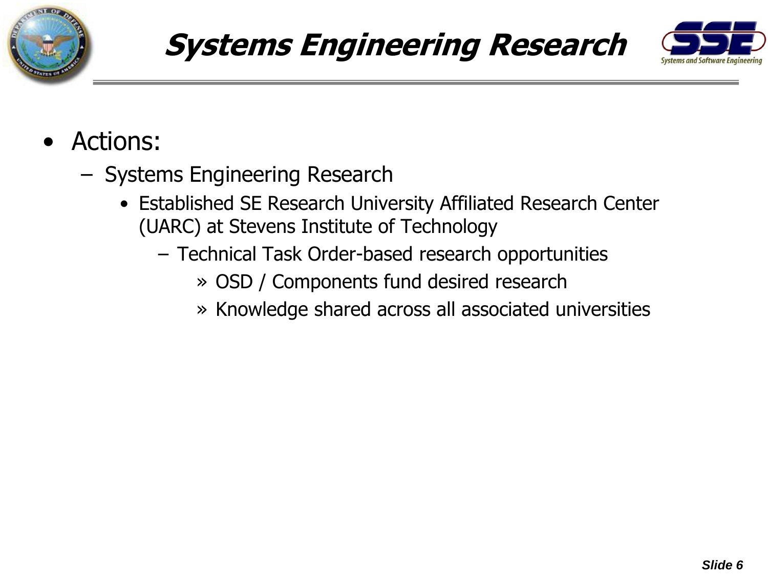# Systems Engineering Research

- Actions:
  - Systems Engineering Research
    - Established SE Research University Affiliated Research Center (UARC) at Stevens Institute of Technology
      - Technical Task Order-based research opportunities
        - » OSD / Components fund desired research
        - » Knowledge shared across all associated universities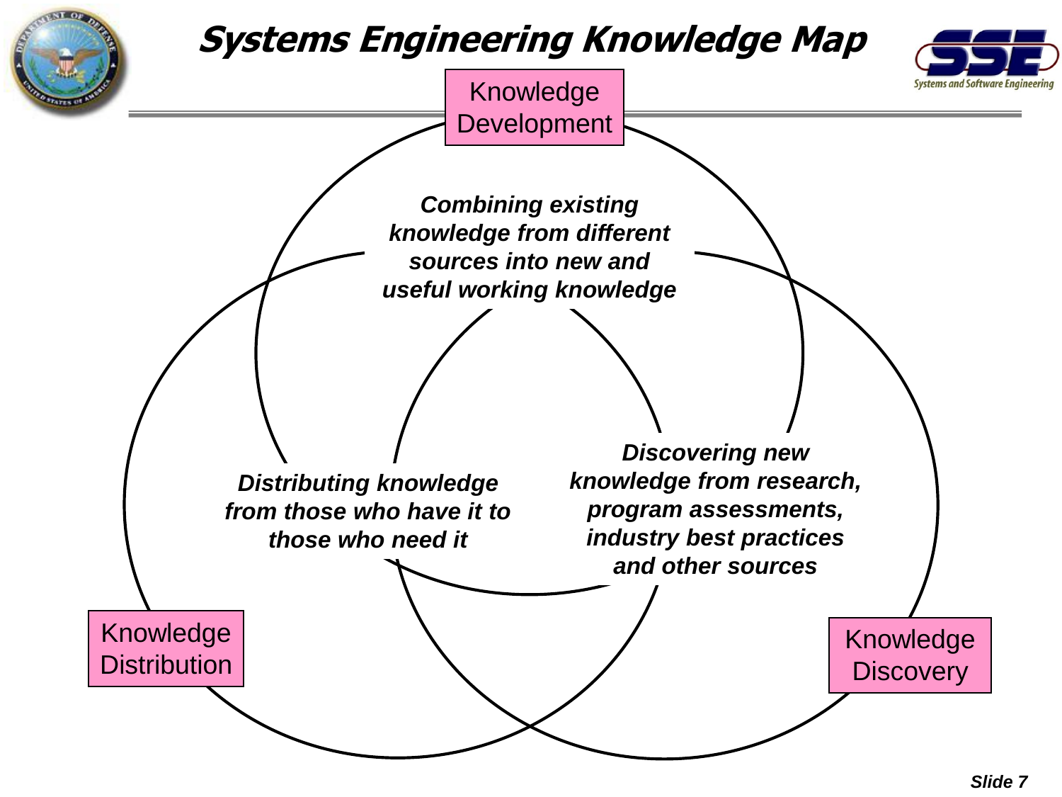# Systems Engineering Knowledge Map

**Knowledge Development**

*Combining existing knowledge from different sources into new and useful working knowledge*

**Knowledge Distribution**

*Distributing knowledge from those who have it to those who need it*

**Knowledge Discovery**

*Discovering new knowledge from research, program assessments, industry best practices and other sources*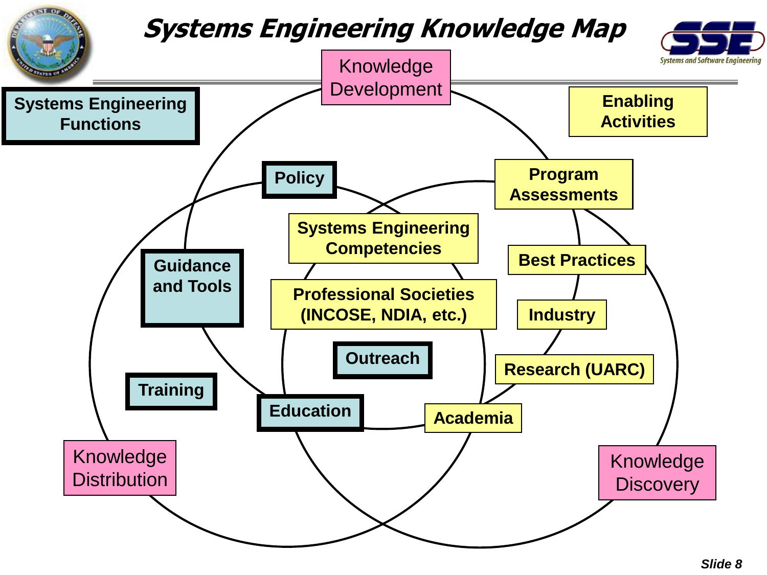# Systems Engineering Knowledge Map

Systems Engineering Functions

Enabling Activities

Knowledge Development

Policy

Program Assessments

Systems Engineering Competencies

Best Practices

Guidance and Tools

Professional Societies (INCOSE, NDIA, etc.)

Industry

Outreach

Research (UARC)

Training

Education

Academia

Knowledge Distribution

Knowledge Discovery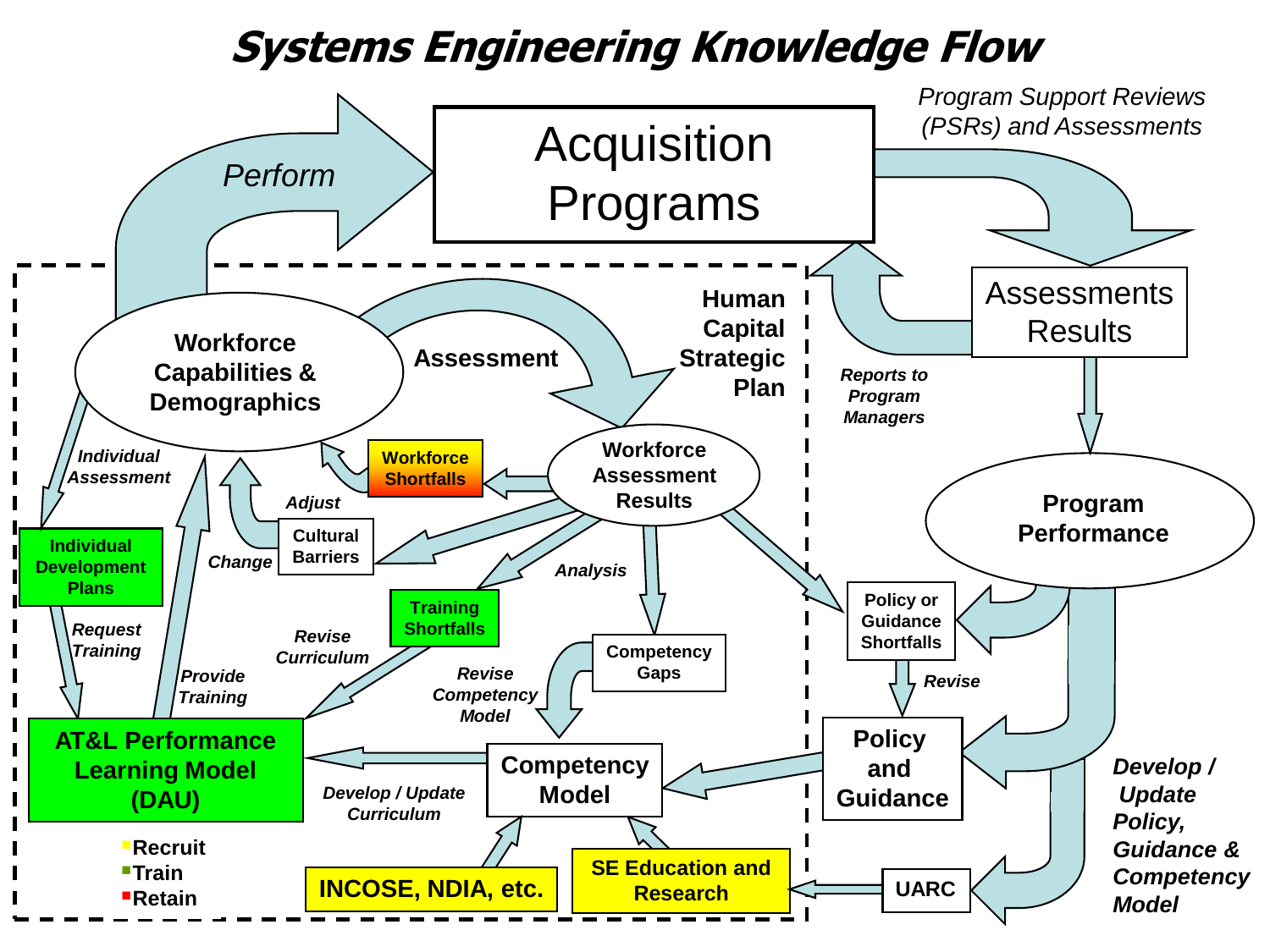# Systems Engineering Knowledge Flow

Acquisition Programs

*Perform*

*Program Support Reviews (PSRs) and Assessments*

Assessments Results

*Reports to Program Managers*

Program Performance

**Human Capital Strategic Plan**

**Workforce Capabilities & Demographics**

**Assessment**

**Workforce Assessment Results**

**Workforce Shortfalls**

*Individual Assessment*

**Individual Development Plans**

*Adjust*

Cultural Barriers

*Change*

*Analysis*

**Training Shortfalls**

*Request Training*

*Provide Training*

*Revise Curriculum*

*Revise Competency Model*

Competency Gaps

Policy or Guidance Shortfalls

*Revise*

**Policy and Guidance**

**AT&L Performance Learning Model (DAU)**

*Develop / Update Curriculum*

**Competency Model**

- Recruit
- Train
- Retain

**INCOSE, NDIA, etc.**

**SE Education and Research**

**UARC**

***Develop / Update Policy, Guidance & Competency Model***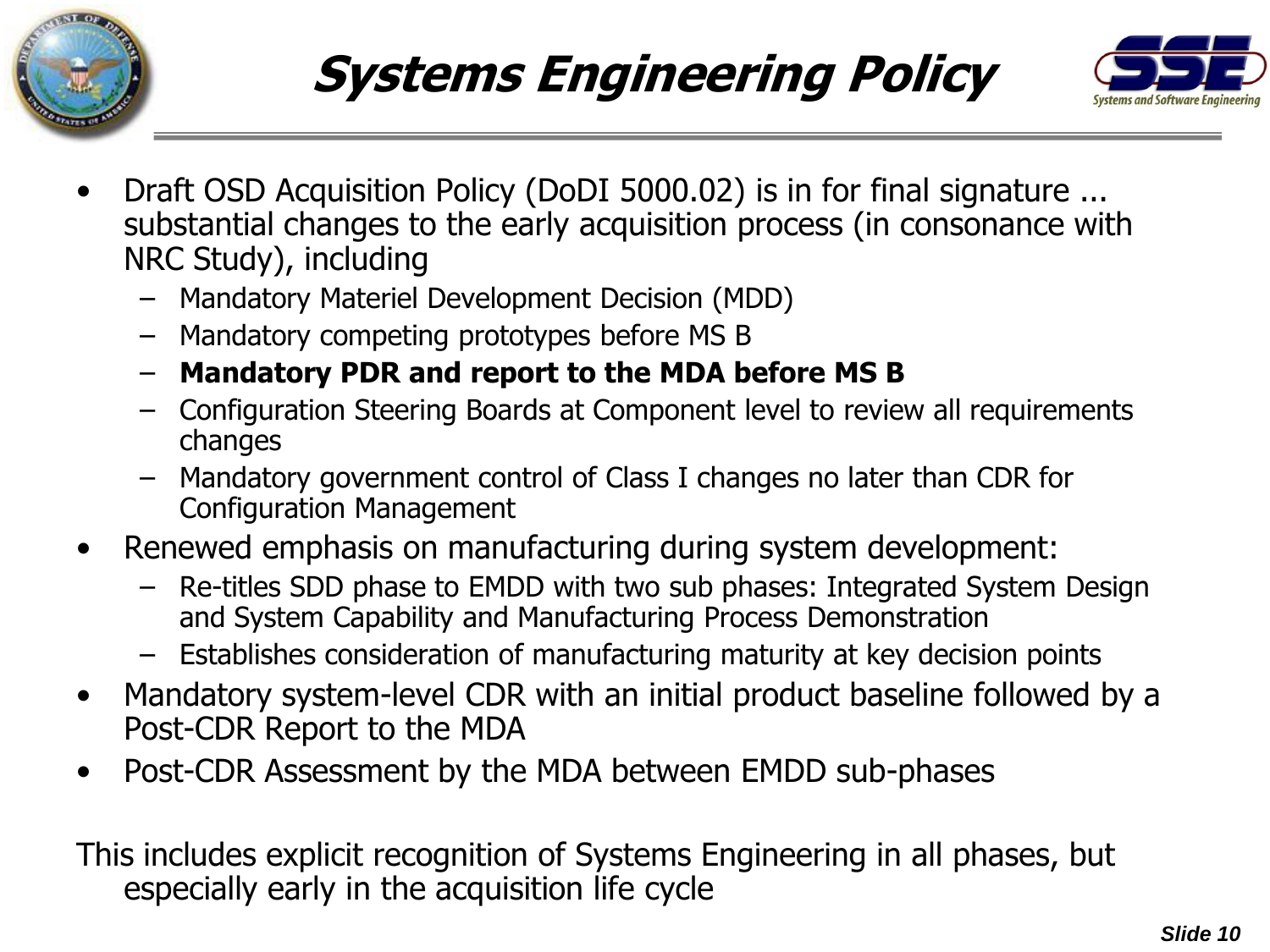# Systems Engineering Policy

- Draft OSD Acquisition Policy (DoDI 5000.02) is in for final signature ... substantial changes to the early acquisition process (in consonance with NRC Study), including
  - Mandatory Materiel Development Decision (MDD)
  - Mandatory competing prototypes before MS B
  - **Mandatory PDR and report to the MDA before MS B**
  - Configuration Steering Boards at Component level to review all requirements changes
  - Mandatory government control of Class I changes no later than CDR for Configuration Management
- Renewed emphasis on manufacturing during system development:
  - Re-titles SDD phase to EMDD with two sub phases: Integrated System Design and System Capability and Manufacturing Process Demonstration
  - Establishes consideration of manufacturing maturity at key decision points
- Mandatory system-level CDR with an initial product baseline followed by a Post-CDR Report to the MDA
- Post-CDR Assessment by the MDA between EMDD sub-phases

This includes explicit recognition of Systems Engineering in all phases, but especially early in the acquisition life cycle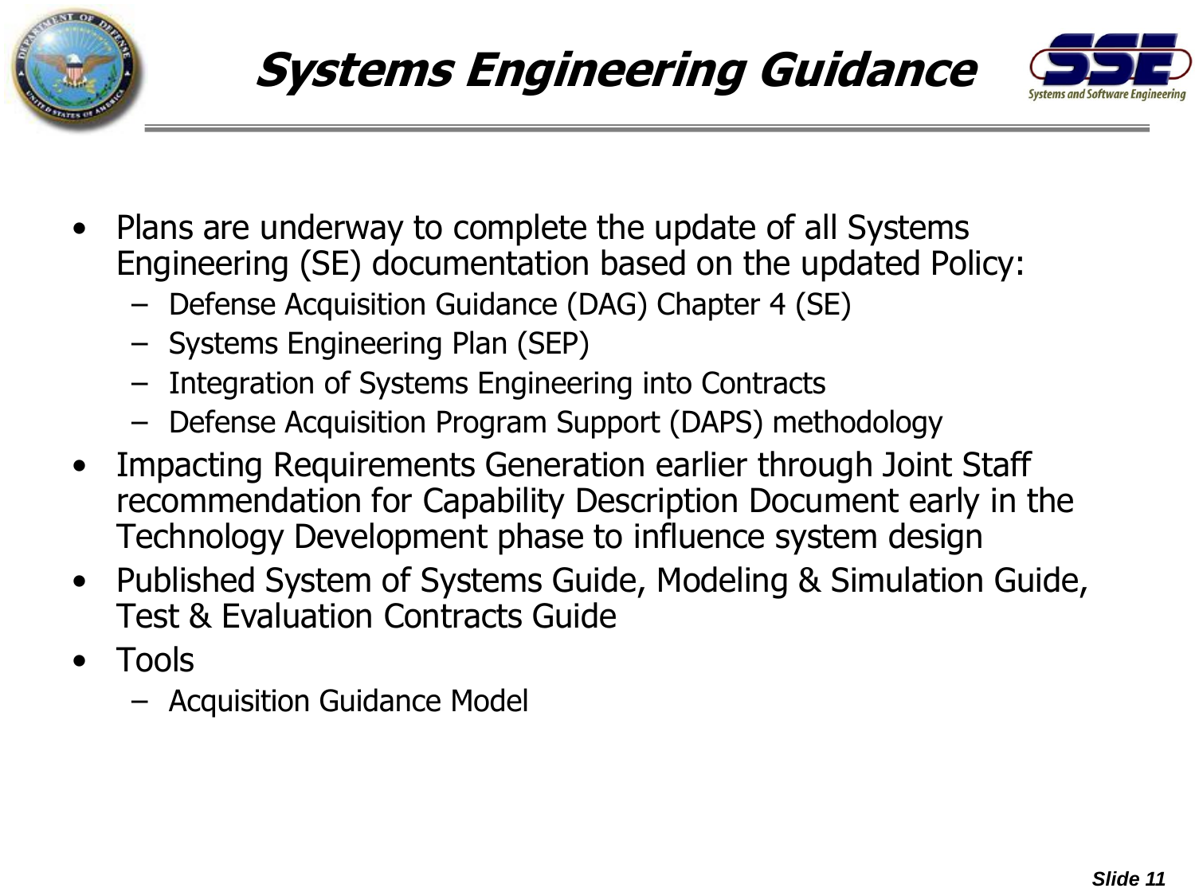# Systems Engineering Guidance

- Plans are underway to complete the update of all Systems Engineering (SE) documentation based on the updated Policy:
  - Defense Acquisition Guidance (DAG) Chapter 4 (SE)
  - Systems Engineering Plan (SEP)
  - Integration of Systems Engineering into Contracts
  - Defense Acquisition Program Support (DAPS) methodology
- Impacting Requirements Generation earlier through Joint Staff recommendation for Capability Description Document early in the Technology Development phase to influence system design
- Published System of Systems Guide, Modeling & Simulation Guide, Test & Evaluation Contracts Guide
- Tools
  - Acquisition Guidance Model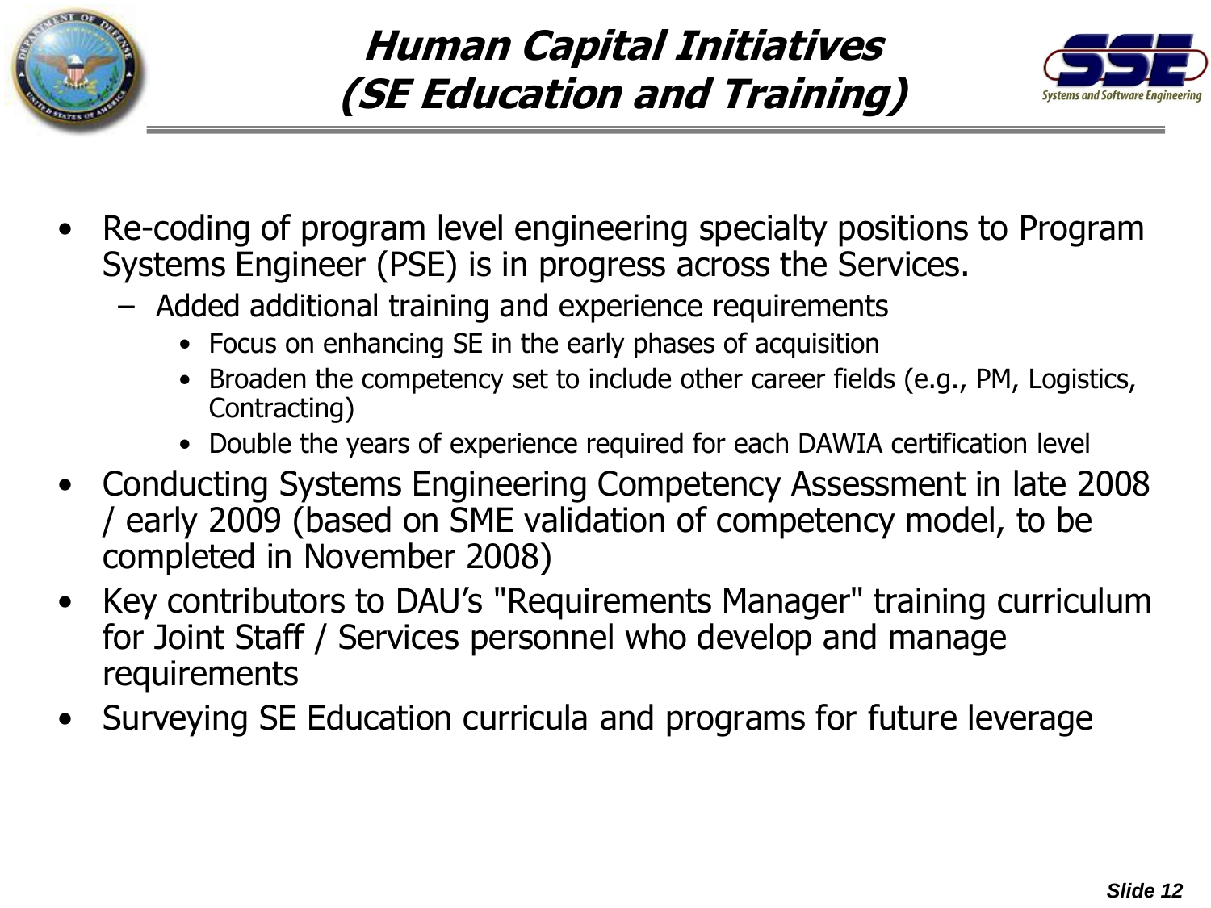# Human Capital Initiatives (SE Education and Training)

- Re-coding of program level engineering specialty positions to Program Systems Engineer (PSE) is in progress across the Services.
  - Added additional training and experience requirements
    - Focus on enhancing SE in the early phases of acquisition
    - Broaden the competency set to include other career fields (e.g., PM, Logistics, Contracting)
    - Double the years of experience required for each DAWIA certification level
- Conducting Systems Engineering Competency Assessment in late 2008 / early 2009 (based on SME validation of competency model, to be completed in November 2008)
- Key contributors to DAU's "Requirements Manager" training curriculum for Joint Staff / Services personnel who develop and manage requirements
- Surveying SE Education curricula and programs for future leverage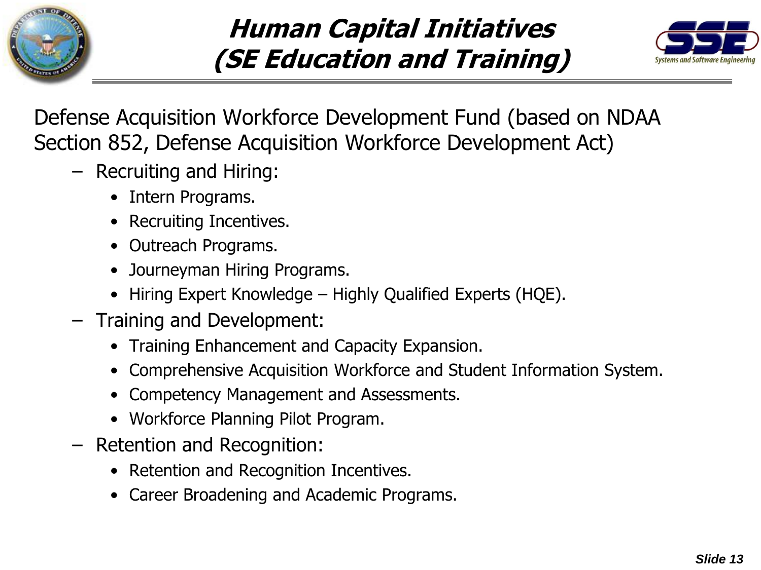# Human Capital Initiatives (SE Education and Training)

Defense Acquisition Workforce Development Fund (based on NDAA Section 852, Defense Acquisition Workforce Development Act)

- Recruiting and Hiring:
  - Intern Programs.
  - Recruiting Incentives.
  - Outreach Programs.
  - Journeyman Hiring Programs.
  - Hiring Expert Knowledge – Highly Qualified Experts (HQE).
- Training and Development:
  - Training Enhancement and Capacity Expansion.
  - Comprehensive Acquisition Workforce and Student Information System.
  - Competency Management and Assessments.
  - Workforce Planning Pilot Program.
- Retention and Recognition:
  - Retention and Recognition Incentives.
  - Career Broadening and Academic Programs.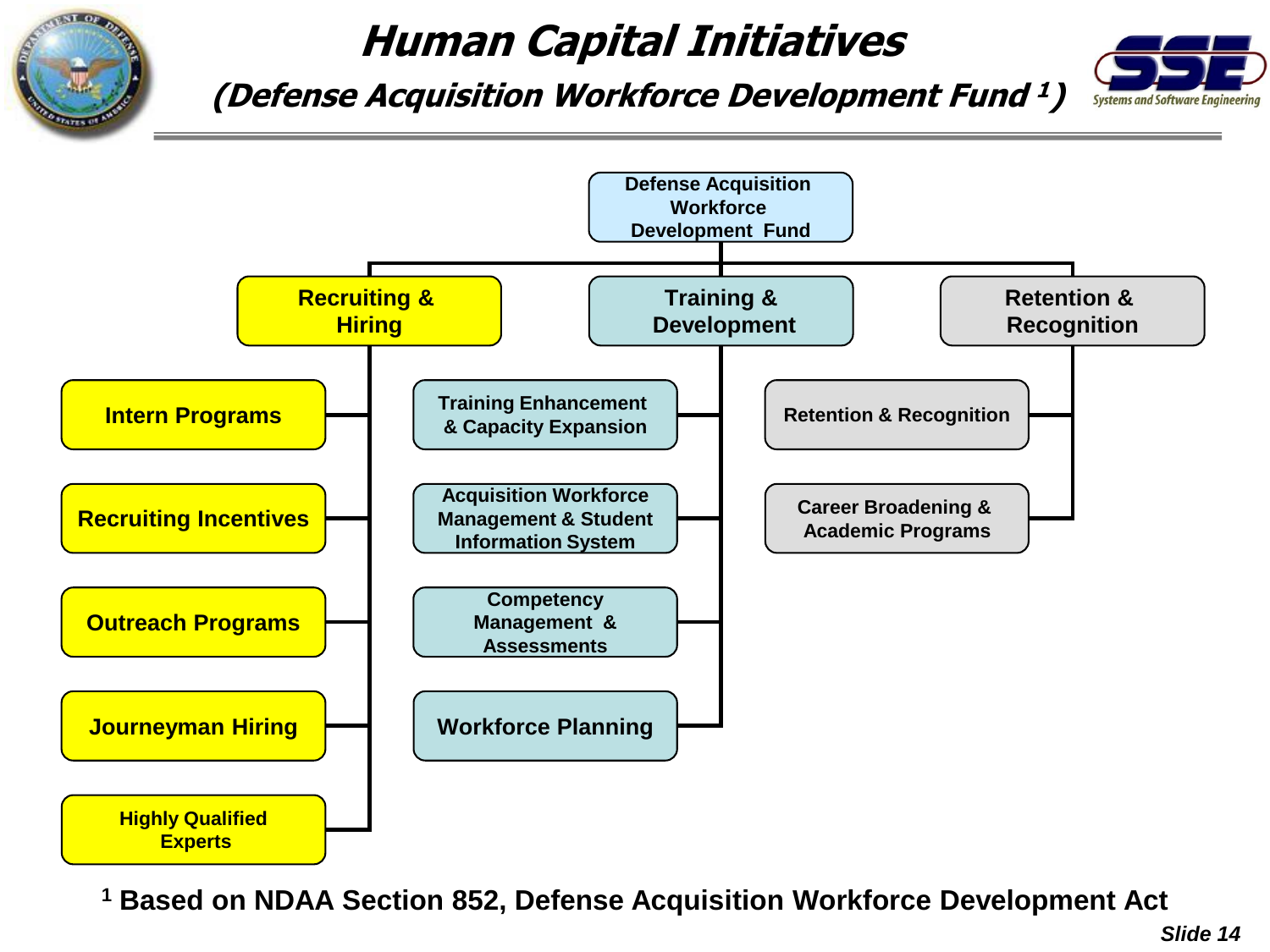# Human Capital Initiatives

## (Defense Acquisition Workforce Development Fund [1])

- **Defense Acquisition Workforce Development Fund**
  - **Recruiting & Hiring**
    - Intern Programs
    - Recruiting Incentives
    - Outreach Programs
    - Journeyman Hiring
    - Highly Qualified Experts
  - **Training & Development**
    - Training Enhancement & Capacity Expansion
    - Acquisition Workforce Management & Student Information System
    - Competency Management & Assessments
    - Workforce Planning
  - **Retention & Recognition**
    - Retention & Recognition
    - Career Broadening & Academic Programs

[1] Based on NDAA Section 852, Defense Acquisition Workforce Development Act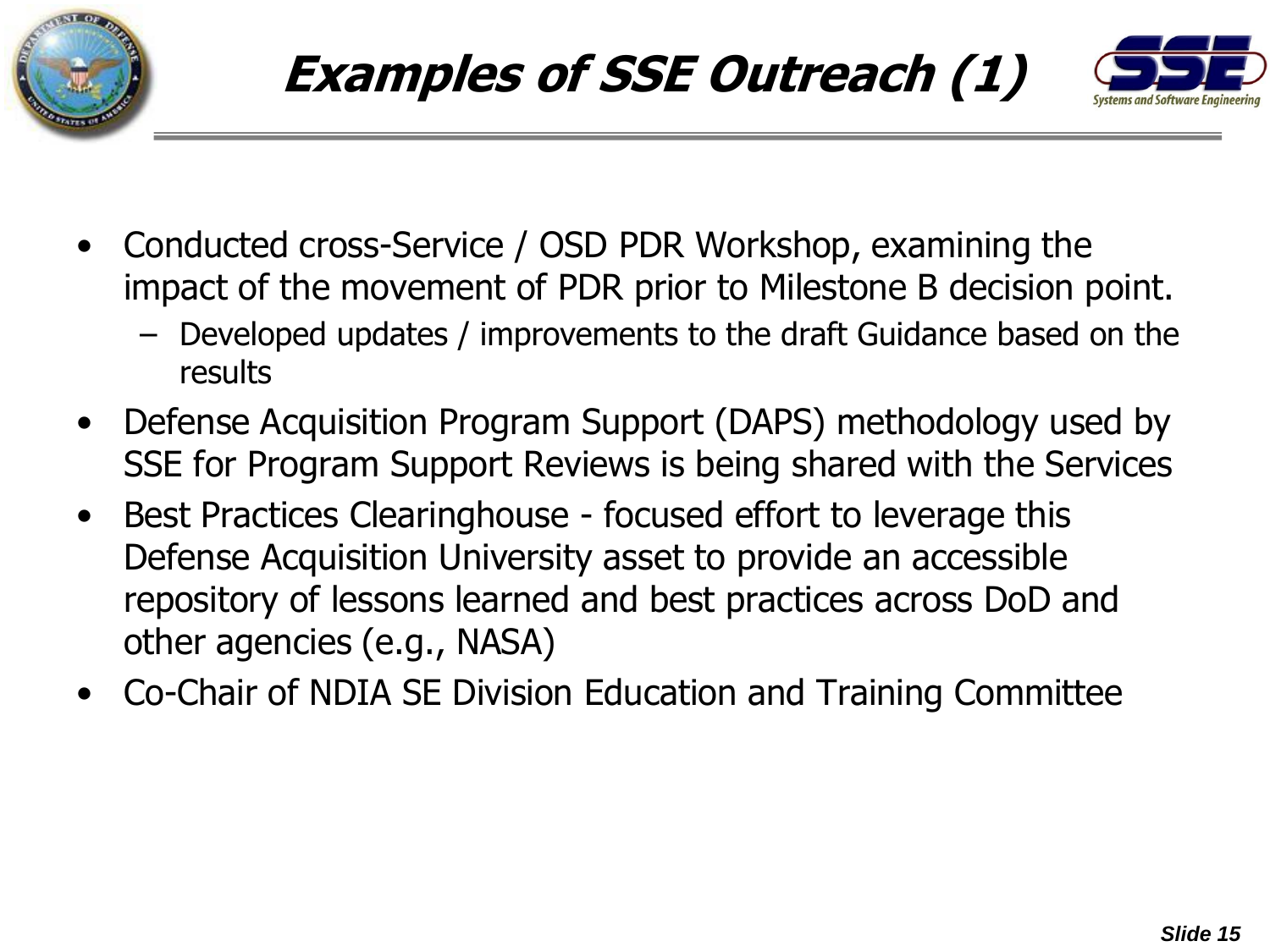# Examples of SSE Outreach (1)

- Conducted cross-Service / OSD PDR Workshop, examining the impact of the movement of PDR prior to Milestone B decision point.
  - Developed updates / improvements to the draft Guidance based on the results
- Defense Acquisition Program Support (DAPS) methodology used by SSE for Program Support Reviews is being shared with the Services
- Best Practices Clearinghouse - focused effort to leverage this Defense Acquisition University asset to provide an accessible repository of lessons learned and best practices across DoD and other agencies (e.g., NASA)
- Co-Chair of NDIA SE Division Education and Training Committee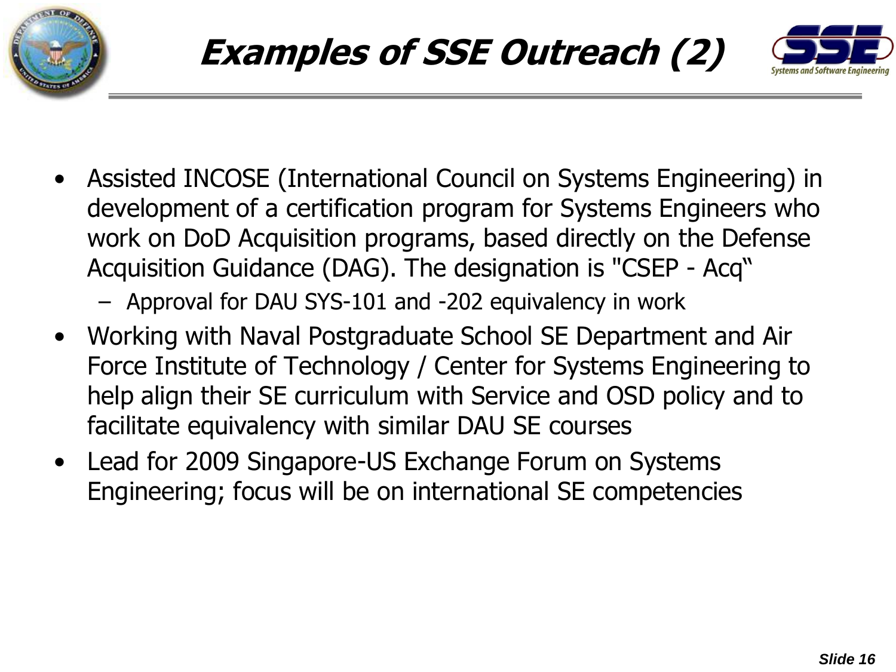# Examples of SSE Outreach (2)

- Assisted INCOSE (International Council on Systems Engineering) in development of a certification program for Systems Engineers who work on DoD Acquisition programs, based directly on the Defense Acquisition Guidance (DAG). The designation is "CSEP - Acq"
  - Approval for DAU SYS-101 and -202 equivalency in work
- Working with Naval Postgraduate School SE Department and Air Force Institute of Technology / Center for Systems Engineering to help align their SE curriculum with Service and OSD policy and to facilitate equivalency with similar DAU SE courses
- Lead for 2009 Singapore-US Exchange Forum on Systems Engineering; focus will be on international SE competencies